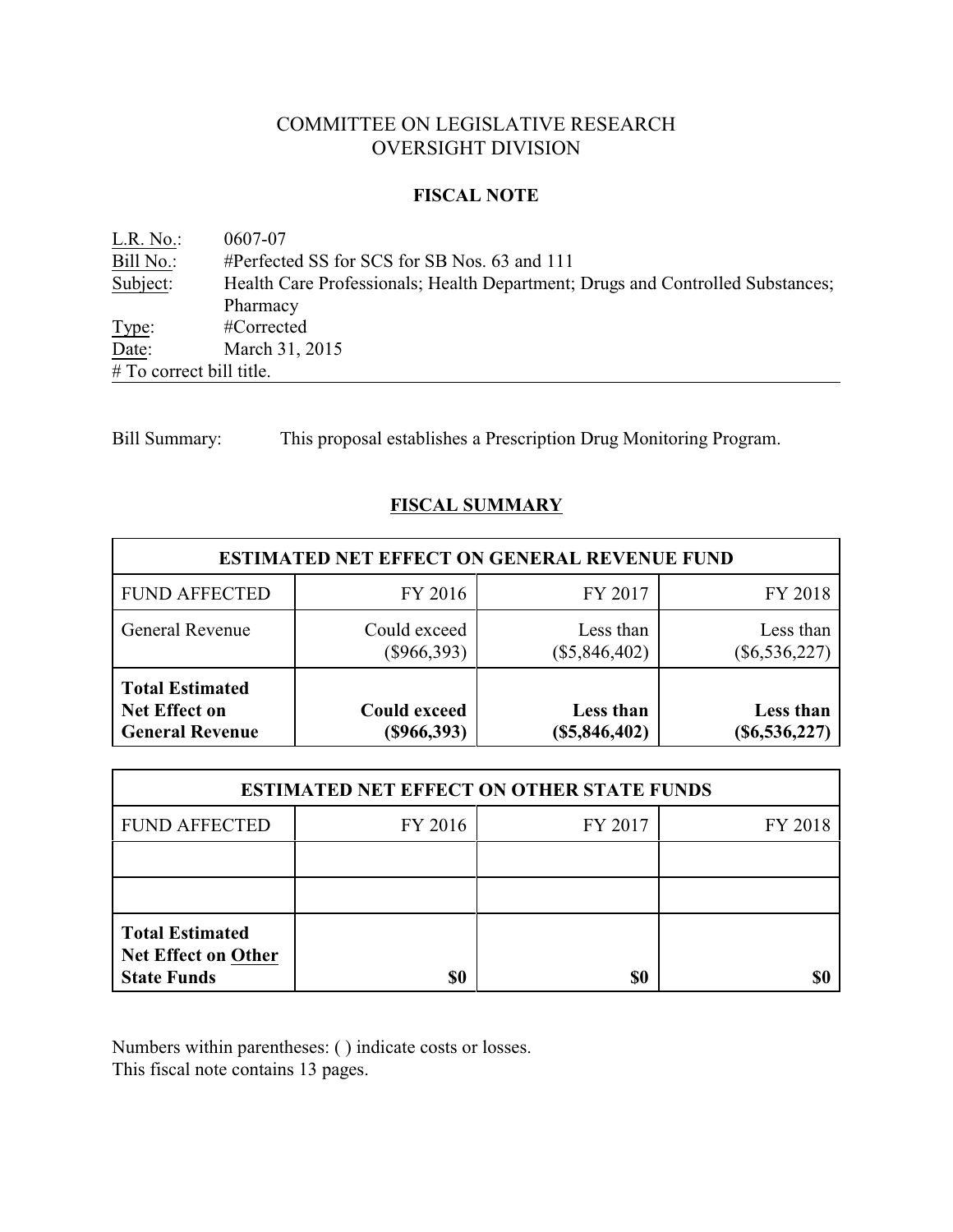# COMMITTEE ON LEGISLATIVE RESEARCH
# OVERSIGHT DIVISION

## FISCAL NOTE

L.R. No.: 0607-07
Bill No.: #Perfected SS for SCS for SB Nos. 63 and 111
Subject: Health Care Professionals; Health Department; Drugs and Controlled Substances; Pharmacy
Type: #Corrected
Date: March 31, 2015
# To correct bill title.

Bill Summary: This proposal establishes a Prescription Drug Monitoring Program.

## FISCAL SUMMARY

| ESTIMATED NET EFFECT ON GENERAL REVENUE FUND | | | |
|---|---|---|---|
| FUND AFFECTED | FY 2016 | FY 2017 | FY 2018 |
| General Revenue | Could exceed ($966,393) | Less than ($5,846,402) | Less than ($6,536,227) |
| **Total Estimated Net Effect on General Revenue** | **Could exceed ($966,393)** | **Less than ($5,846,402)** | **Less than ($6,536,227)** |

| ESTIMATED NET EFFECT ON OTHER STATE FUNDS | | | |
|---|---|---|---|
| FUND AFFECTED | FY 2016 | FY 2017 | FY 2018 |
| | | | |
| | | | |
| **Total Estimated Net Effect on Other State Funds** | **$0** | **$0** | **$0** |

Numbers within parentheses: ( ) indicate costs or losses.
This fiscal note contains 13 pages.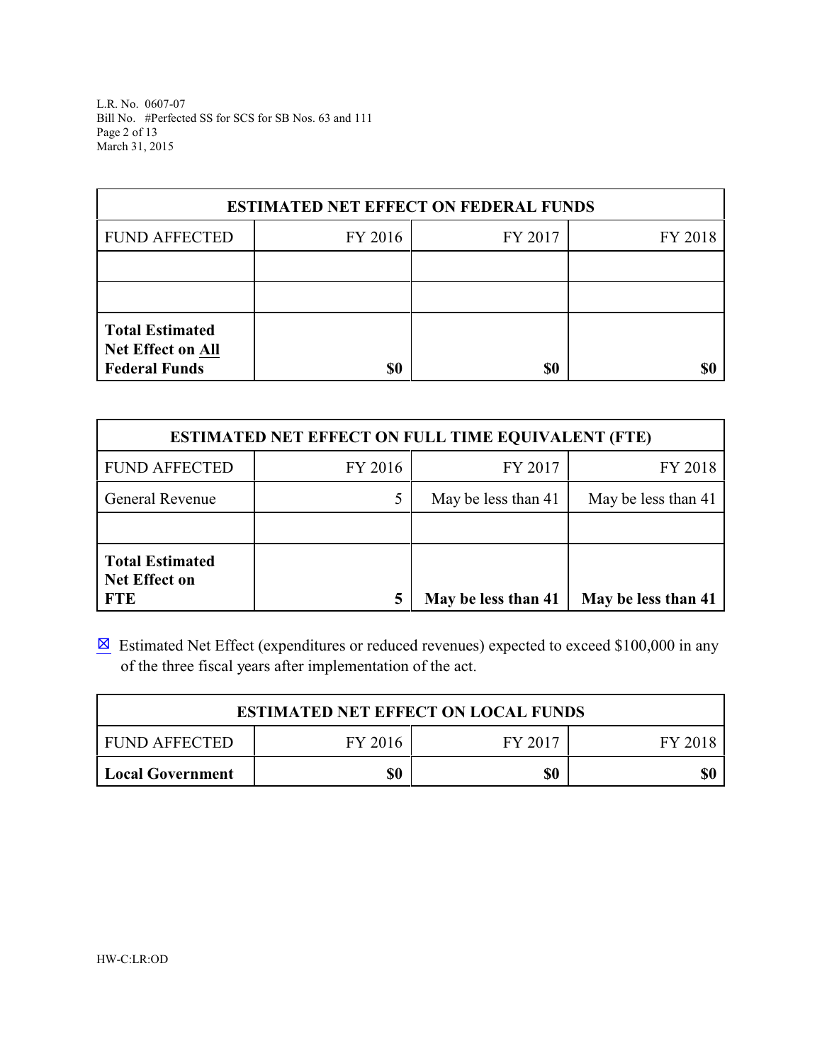| ESTIMATED NET EFFECT ON FEDERAL FUNDS | | | |
|---|---|---|---|
| FUND AFFECTED | FY 2016 | FY 2017 | FY 2018 |
| | | | |
| | | | |
| **Total Estimated Net Effect on All Federal Funds** | **$0** | **$0** | **$0** |

| ESTIMATED NET EFFECT ON FULL TIME EQUIVALENT (FTE) | | | |
|---|---|---|---|
| FUND AFFECTED | FY 2016 | FY 2017 | FY 2018 |
| General Revenue | 5 | May be less than 41 | May be less than 41 |
| | | | |
| **Total Estimated Net Effect on FTE** | **5** | **May be less than 41** | **May be less than 41** |

☒ Estimated Net Effect (expenditures or reduced revenues) expected to exceed $100,000 in any of the three fiscal years after implementation of the act.

| ESTIMATED NET EFFECT ON LOCAL FUNDS | | | |
|---|---|---|---|
| FUND AFFECTED | FY 2016 | FY 2017 | FY 2018 |
| **Local Government** | **$0** | **$0** | **$0** |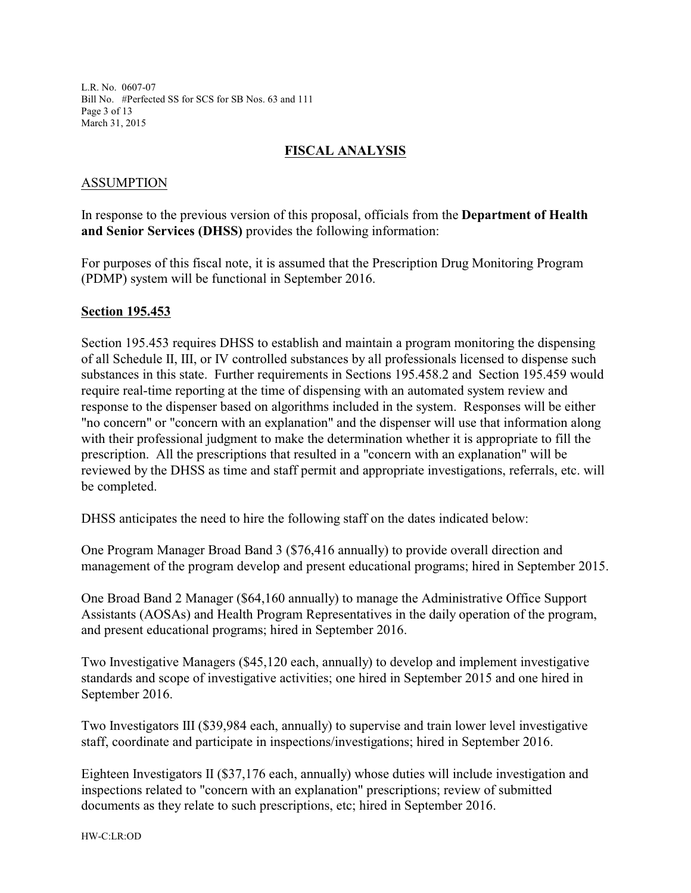## FISCAL ANALYSIS

### ASSUMPTION

In response to the previous version of this proposal, officials from the **Department of Health and Senior Services (DHSS)** provides the following information:

For purposes of this fiscal note, it is assumed that the Prescription Drug Monitoring Program (PDMP) system will be functional in September 2016.

**Section 195.453**

Section 195.453 requires DHSS to establish and maintain a program monitoring the dispensing of all Schedule II, III, or IV controlled substances by all professionals licensed to dispense such substances in this state. Further requirements in Sections 195.458.2 and Section 195.459 would require real-time reporting at the time of dispensing with an automated system review and response to the dispenser based on algorithms included in the system. Responses will be either "no concern" or "concern with an explanation" and the dispenser will use that information along with their professional judgment to make the determination whether it is appropriate to fill the prescription. All the prescriptions that resulted in a "concern with an explanation" will be reviewed by the DHSS as time and staff permit and appropriate investigations, referrals, etc. will be completed.

DHSS anticipates the need to hire the following staff on the dates indicated below:

One Program Manager Broad Band 3 ($76,416 annually) to provide overall direction and management of the program develop and present educational programs; hired in September 2015.

One Broad Band 2 Manager ($64,160 annually) to manage the Administrative Office Support Assistants (AOSAs) and Health Program Representatives in the daily operation of the program, and present educational programs; hired in September 2016.

Two Investigative Managers ($45,120 each, annually) to develop and implement investigative standards and scope of investigative activities; one hired in September 2015 and one hired in September 2016.

Two Investigators III ($39,984 each, annually) to supervise and train lower level investigative staff, coordinate and participate in inspections/investigations; hired in September 2016.

Eighteen Investigators II ($37,176 each, annually) whose duties will include investigation and inspections related to "concern with an explanation" prescriptions; review of submitted documents as they relate to such prescriptions, etc; hired in September 2016.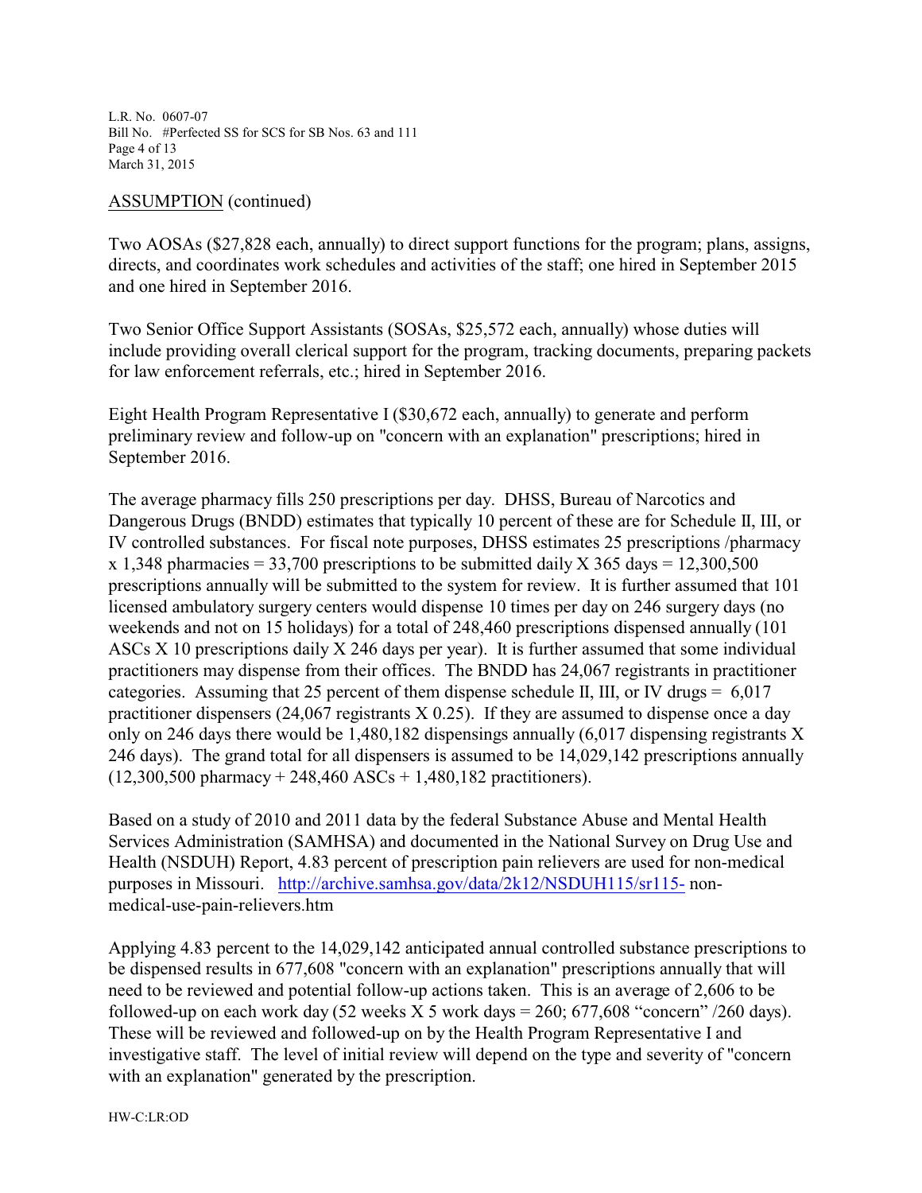ASSUMPTION (continued)

Two AOSAs ($27,828 each, annually) to direct support functions for the program; plans, assigns, directs, and coordinates work schedules and activities of the staff; one hired in September 2015 and one hired in September 2016.

Two Senior Office Support Assistants (SOSAs, $25,572 each, annually) whose duties will include providing overall clerical support for the program, tracking documents, preparing packets for law enforcement referrals, etc.; hired in September 2016.

Eight Health Program Representative I ($30,672 each, annually) to generate and perform preliminary review and follow-up on "concern with an explanation" prescriptions; hired in September 2016.

The average pharmacy fills 250 prescriptions per day. DHSS, Bureau of Narcotics and Dangerous Drugs (BNDD) estimates that typically 10 percent of these are for Schedule II, III, or IV controlled substances. For fiscal note purposes, DHSS estimates 25 prescriptions /pharmacy x 1,348 pharmacies = 33,700 prescriptions to be submitted daily X 365 days = 12,300,500 prescriptions annually will be submitted to the system for review. It is further assumed that 101 licensed ambulatory surgery centers would dispense 10 times per day on 246 surgery days (no weekends and not on 15 holidays) for a total of 248,460 prescriptions dispensed annually (101 ASCs X 10 prescriptions daily X 246 days per year). It is further assumed that some individual practitioners may dispense from their offices. The BNDD has 24,067 registrants in practitioner categories. Assuming that 25 percent of them dispense schedule II, III, or IV drugs = 6,017 practitioner dispensers (24,067 registrants X 0.25). If they are assumed to dispense once a day only on 246 days there would be 1,480,182 dispensings annually (6,017 dispensing registrants X 246 days). The grand total for all dispensers is assumed to be 14,029,142 prescriptions annually (12,300,500 pharmacy + 248,460 ASCs + 1,480,182 practitioners).

Based on a study of 2010 and 2011 data by the federal Substance Abuse and Mental Health Services Administration (SAMHSA) and documented in the National Survey on Drug Use and Health (NSDUH) Report, 4.83 percent of prescription pain relievers are used for non-medical purposes in Missouri. http://archive.samhsa.gov/data/2k12/NSDUH115/sr115-non-medical-use-pain-relievers.htm

Applying 4.83 percent to the 14,029,142 anticipated annual controlled substance prescriptions to be dispensed results in 677,608 "concern with an explanation" prescriptions annually that will need to be reviewed and potential follow-up actions taken. This is an average of 2,606 to be followed-up on each work day (52 weeks X 5 work days = 260; 677,608 "concern" /260 days). These will be reviewed and followed-up on by the Health Program Representative I and investigative staff. The level of initial review will depend on the type and severity of "concern with an explanation" generated by the prescription.

HW-C:LR:OD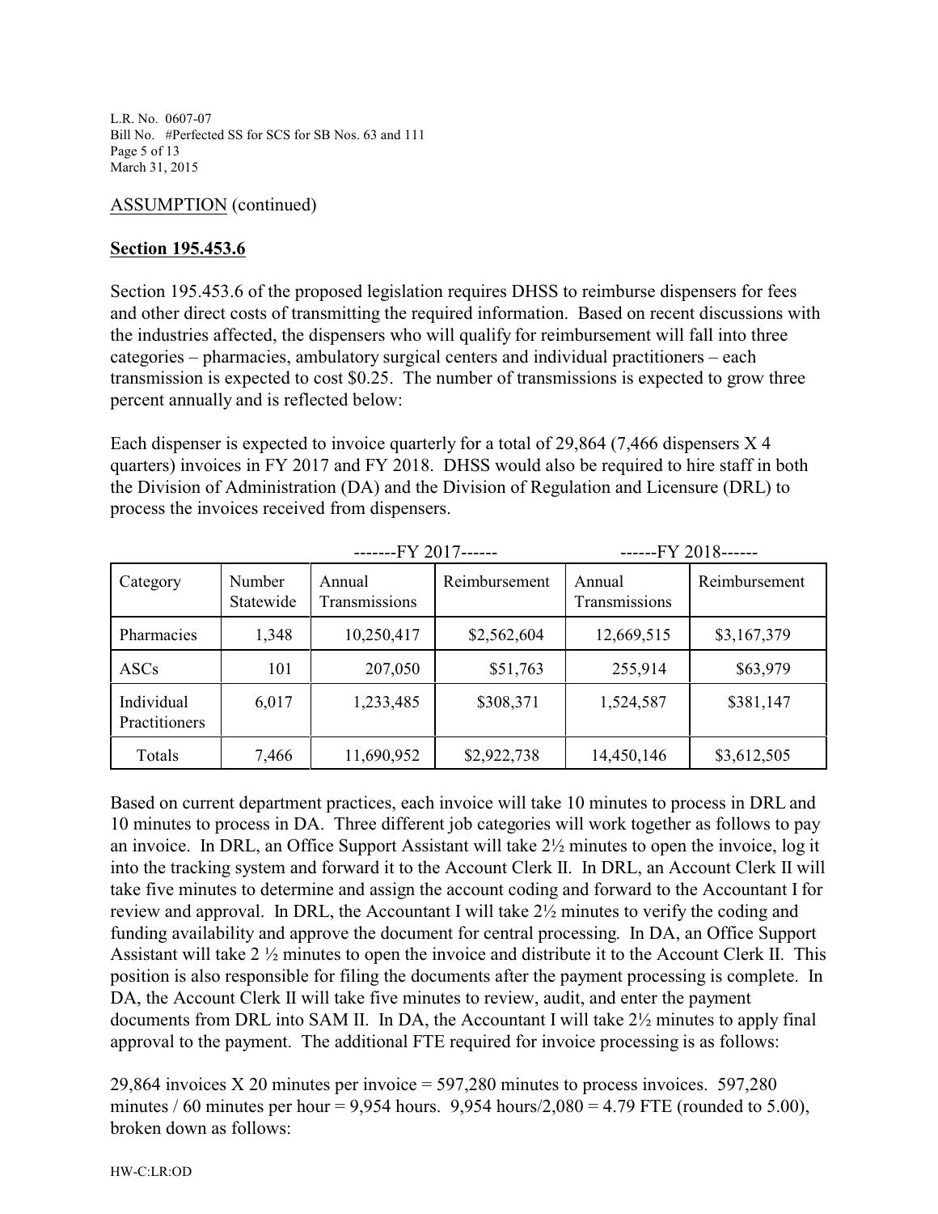ASSUMPTION (continued)

**Section 195.453.6**

Section 195.453.6 of the proposed legislation requires DHSS to reimburse dispensers for fees and other direct costs of transmitting the required information. Based on recent discussions with the industries affected, the dispensers who will qualify for reimbursement will fall into three categories – pharmacies, ambulatory surgical centers and individual practitioners – each transmission is expected to cost $0.25. The number of transmissions is expected to grow three percent annually and is reflected below:

Each dispenser is expected to invoice quarterly for a total of 29,864 (7,466 dispensers X 4 quarters) invoices in FY 2017 and FY 2018. DHSS would also be required to hire staff in both the Division of Administration (DA) and the Division of Regulation and Licensure (DRL) to process the invoices received from dispensers.

| | | -------FY 2017------ | | ------FY 2018------ | |
|---|---|---|---|---|---|
| Category | Number Statewide | Annual Transmissions | Reimbursement | Annual Transmissions | Reimbursement |
| Pharmacies | 1,348 | 10,250,417 | $2,562,604 | 12,669,515 | $3,167,379 |
| ASCs | 101 | 207,050 | $51,763 | 255,914 | $63,979 |
| Individual Practitioners | 6,017 | 1,233,485 | $308,371 | 1,524,587 | $381,147 |
| Totals | 7,466 | 11,690,952 | $2,922,738 | 14,450,146 | $3,612,505 |

Based on current department practices, each invoice will take 10 minutes to process in DRL and 10 minutes to process in DA. Three different job categories will work together as follows to pay an invoice. In DRL, an Office Support Assistant will take 2½ minutes to open the invoice, log it into the tracking system and forward it to the Account Clerk II. In DRL, an Account Clerk II will take five minutes to determine and assign the account coding and forward to the Accountant I for review and approval. In DRL, the Accountant I will take 2½ minutes to verify the coding and funding availability and approve the document for central processing. In DA, an Office Support Assistant will take 2 ½ minutes to open the invoice and distribute it to the Account Clerk II. This position is also responsible for filing the documents after the payment processing is complete. In DA, the Account Clerk II will take five minutes to review, audit, and enter the payment documents from DRL into SAM II. In DA, the Accountant I will take 2½ minutes to apply final approval to the payment. The additional FTE required for invoice processing is as follows:

29,864 invoices X 20 minutes per invoice = 597,280 minutes to process invoices. 597,280 minutes / 60 minutes per hour = 9,954 hours. 9,954 hours/2,080 = 4.79 FTE (rounded to 5.00), broken down as follows: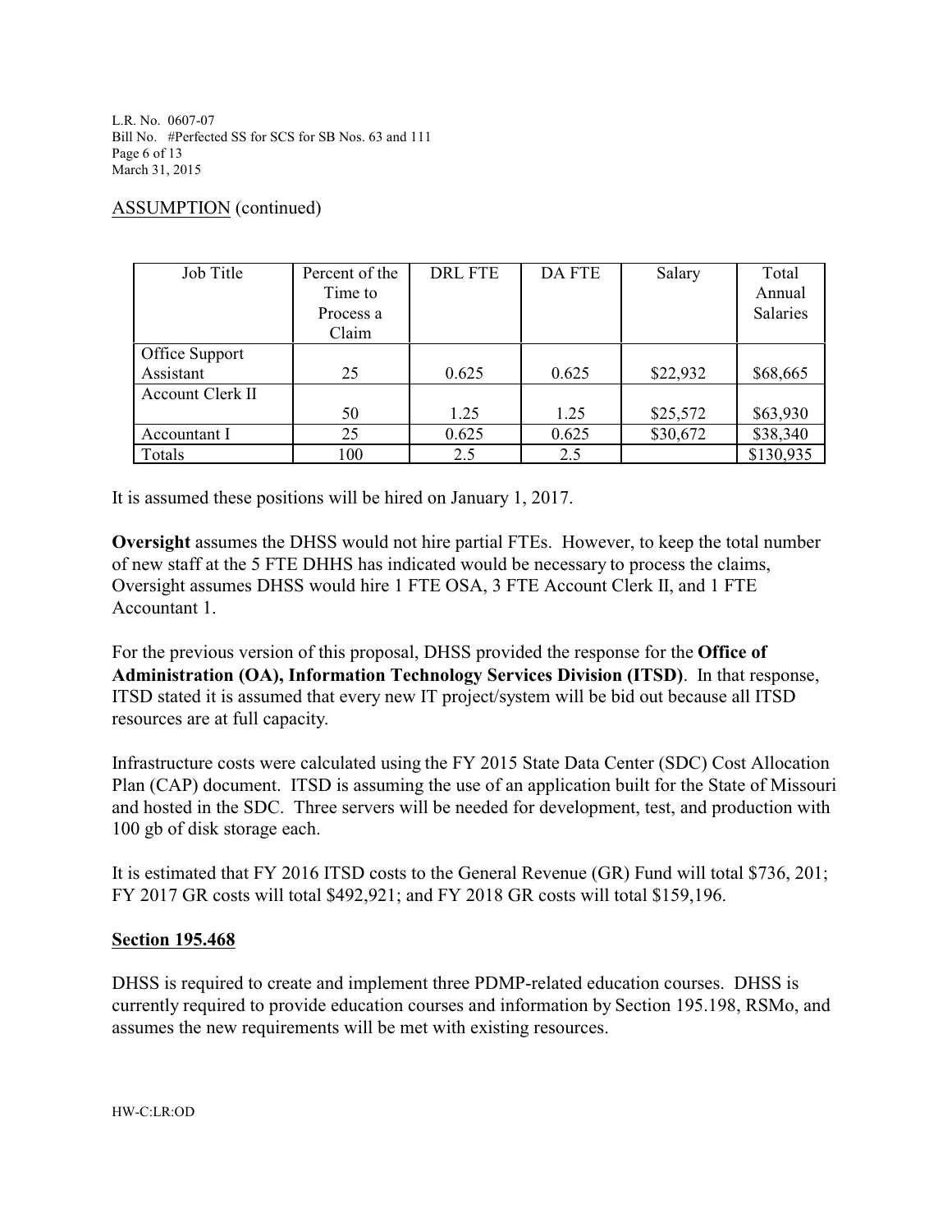ASSUMPTION (continued)

| Job Title | Percent of the Time to Process a Claim | DRL FTE | DA FTE | Salary | Total Annual Salaries |
|---|---|---|---|---|---|
| Office Support Assistant | 25 | 0.625 | 0.625 | $22,932 | $68,665 |
| Account Clerk II | 50 | 1.25 | 1.25 | $25,572 | $63,930 |
| Accountant I | 25 | 0.625 | 0.625 | $30,672 | $38,340 |
| Totals | 100 | 2.5 | 2.5 | | $130,935 |

It is assumed these positions will be hired on January 1, 2017.

**Oversight** assumes the DHSS would not hire partial FTEs. However, to keep the total number of new staff at the 5 FTE DHHS has indicated would be necessary to process the claims, Oversight assumes DHSS would hire 1 FTE OSA, 3 FTE Account Clerk II, and 1 FTE Accountant 1.

For the previous version of this proposal, DHSS provided the response for the **Office of Administration (OA), Information Technology Services Division (ITSD)**. In that response, ITSD stated it is assumed that every new IT project/system will be bid out because all ITSD resources are at full capacity.

Infrastructure costs were calculated using the FY 2015 State Data Center (SDC) Cost Allocation Plan (CAP) document. ITSD is assuming the use of an application built for the State of Missouri and hosted in the SDC. Three servers will be needed for development, test, and production with 100 gb of disk storage each.

It is estimated that FY 2016 ITSD costs to the General Revenue (GR) Fund will total $736, 201; FY 2017 GR costs will total $492,921; and FY 2018 GR costs will total $159,196.

**Section 195.468**

DHSS is required to create and implement three PDMP-related education courses. DHSS is currently required to provide education courses and information by Section 195.198, RSMo, and assumes the new requirements will be met with existing resources.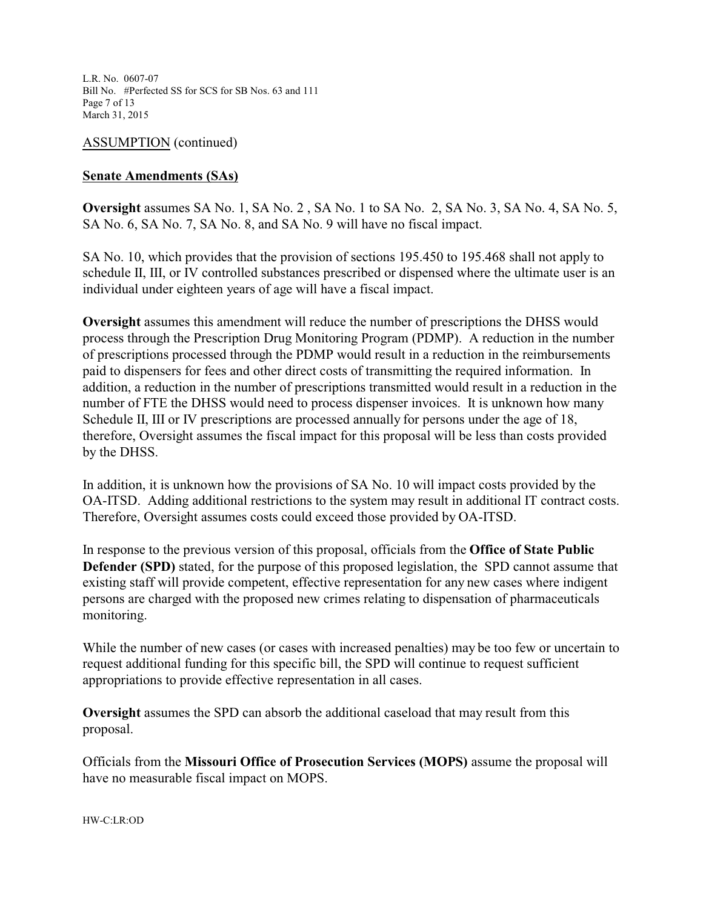ASSUMPTION (continued)

**Senate Amendments (SAs)**

**Oversight** assumes SA No. 1, SA No. 2 , SA No. 1 to SA No. 2, SA No. 3, SA No. 4, SA No. 5, SA No. 6, SA No. 7, SA No. 8, and SA No. 9 will have no fiscal impact.

SA No. 10, which provides that the provision of sections 195.450 to 195.468 shall not apply to schedule II, III, or IV controlled substances prescribed or dispensed where the ultimate user is an individual under eighteen years of age will have a fiscal impact.

**Oversight** assumes this amendment will reduce the number of prescriptions the DHSS would process through the Prescription Drug Monitoring Program (PDMP). A reduction in the number of prescriptions processed through the PDMP would result in a reduction in the reimbursements paid to dispensers for fees and other direct costs of transmitting the required information. In addition, a reduction in the number of prescriptions transmitted would result in a reduction in the number of FTE the DHSS would need to process dispenser invoices. It is unknown how many Schedule II, III or IV prescriptions are processed annually for persons under the age of 18, therefore, Oversight assumes the fiscal impact for this proposal will be less than costs provided by the DHSS.

In addition, it is unknown how the provisions of SA No. 10 will impact costs provided by the OA-ITSD. Adding additional restrictions to the system may result in additional IT contract costs. Therefore, Oversight assumes costs could exceed those provided by OA-ITSD.

In response to the previous version of this proposal, officials from the **Office of State Public Defender (SPD)** stated, for the purpose of this proposed legislation, the SPD cannot assume that existing staff will provide competent, effective representation for any new cases where indigent persons are charged with the proposed new crimes relating to dispensation of pharmaceuticals monitoring.

While the number of new cases (or cases with increased penalties) may be too few or uncertain to request additional funding for this specific bill, the SPD will continue to request sufficient appropriations to provide effective representation in all cases.

**Oversight** assumes the SPD can absorb the additional caseload that may result from this proposal.

Officials from the **Missouri Office of Prosecution Services (MOPS)** assume the proposal will have no measurable fiscal impact on MOPS.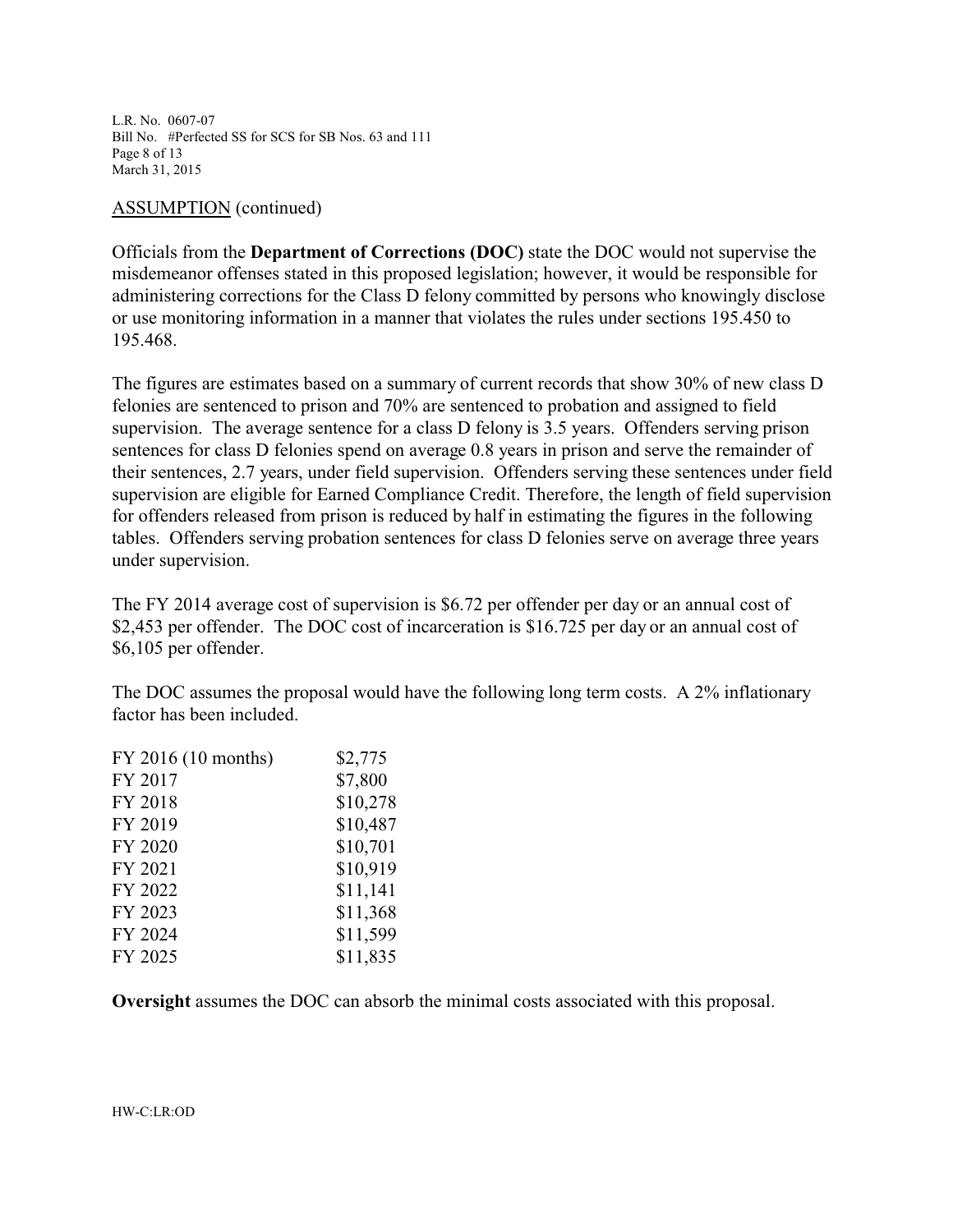ASSUMPTION (continued)

Officials from the **Department of Corrections (DOC)** state the DOC would not supervise the misdemeanor offenses stated in this proposed legislation; however, it would be responsible for administering corrections for the Class D felony committed by persons who knowingly disclose or use monitoring information in a manner that violates the rules under sections 195.450 to 195.468.

The figures are estimates based on a summary of current records that show 30% of new class D felonies are sentenced to prison and 70% are sentenced to probation and assigned to field supervision. The average sentence for a class D felony is 3.5 years. Offenders serving prison sentences for class D felonies spend on average 0.8 years in prison and serve the remainder of their sentences, 2.7 years, under field supervision. Offenders serving these sentences under field supervision are eligible for Earned Compliance Credit. Therefore, the length of field supervision for offenders released from prison is reduced by half in estimating the figures in the following tables. Offenders serving probation sentences for class D felonies serve on average three years under supervision.

The FY 2014 average cost of supervision is $6.72 per offender per day or an annual cost of $2,453 per offender. The DOC cost of incarceration is $16.725 per day or an annual cost of $6,105 per offender.

The DOC assumes the proposal would have the following long term costs. A 2% inflationary factor has been included.

| | |
|---|---|
| FY 2016 (10 months) | $2,775 |
| FY 2017 | $7,800 |
| FY 2018 | $10,278 |
| FY 2019 | $10,487 |
| FY 2020 | $10,701 |
| FY 2021 | $10,919 |
| FY 2022 | $11,141 |
| FY 2023 | $11,368 |
| FY 2024 | $11,599 |
| FY 2025 | $11,835 |

**Oversight** assumes the DOC can absorb the minimal costs associated with this proposal.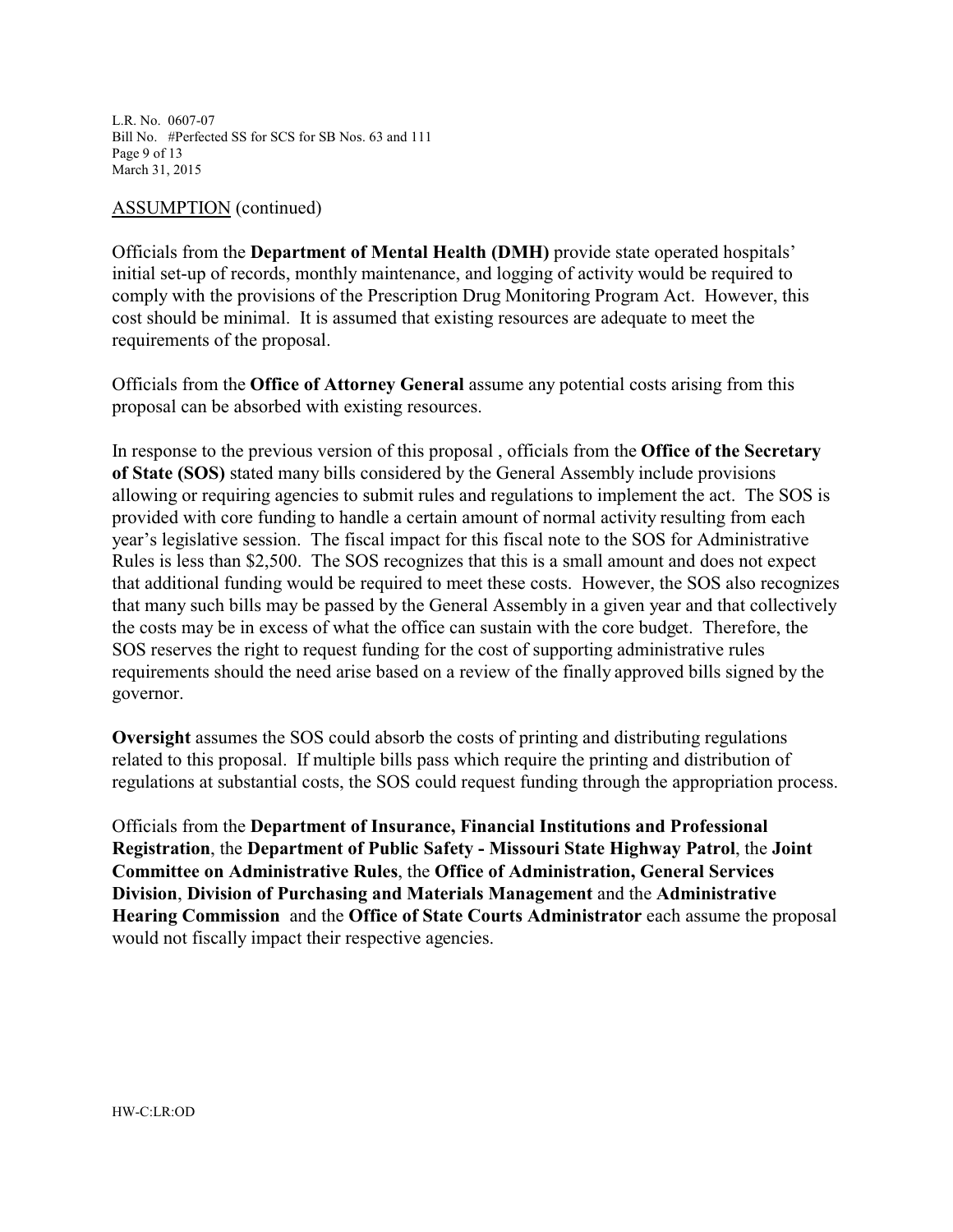ASSUMPTION (continued)

Officials from the **Department of Mental Health (DMH)** provide state operated hospitals' initial set-up of records, monthly maintenance, and logging of activity would be required to comply with the provisions of the Prescription Drug Monitoring Program Act. However, this cost should be minimal. It is assumed that existing resources are adequate to meet the requirements of the proposal.

Officials from the **Office of Attorney General** assume any potential costs arising from this proposal can be absorbed with existing resources.

In response to the previous version of this proposal , officials from the **Office of the Secretary of State (SOS)** stated many bills considered by the General Assembly include provisions allowing or requiring agencies to submit rules and regulations to implement the act. The SOS is provided with core funding to handle a certain amount of normal activity resulting from each year's legislative session. The fiscal impact for this fiscal note to the SOS for Administrative Rules is less than $2,500. The SOS recognizes that this is a small amount and does not expect that additional funding would be required to meet these costs. However, the SOS also recognizes that many such bills may be passed by the General Assembly in a given year and that collectively the costs may be in excess of what the office can sustain with the core budget. Therefore, the SOS reserves the right to request funding for the cost of supporting administrative rules requirements should the need arise based on a review of the finally approved bills signed by the governor.

**Oversight** assumes the SOS could absorb the costs of printing and distributing regulations related to this proposal. If multiple bills pass which require the printing and distribution of regulations at substantial costs, the SOS could request funding through the appropriation process.

Officials from the **Department of Insurance, Financial Institutions and Professional Registration**, the **Department of Public Safety - Missouri State Highway Patrol**, the **Joint Committee on Administrative Rules**, the **Office of Administration, General Services Division**, **Division of Purchasing and Materials Management** and the **Administrative Hearing Commission** and the **Office of State Courts Administrator** each assume the proposal would not fiscally impact their respective agencies.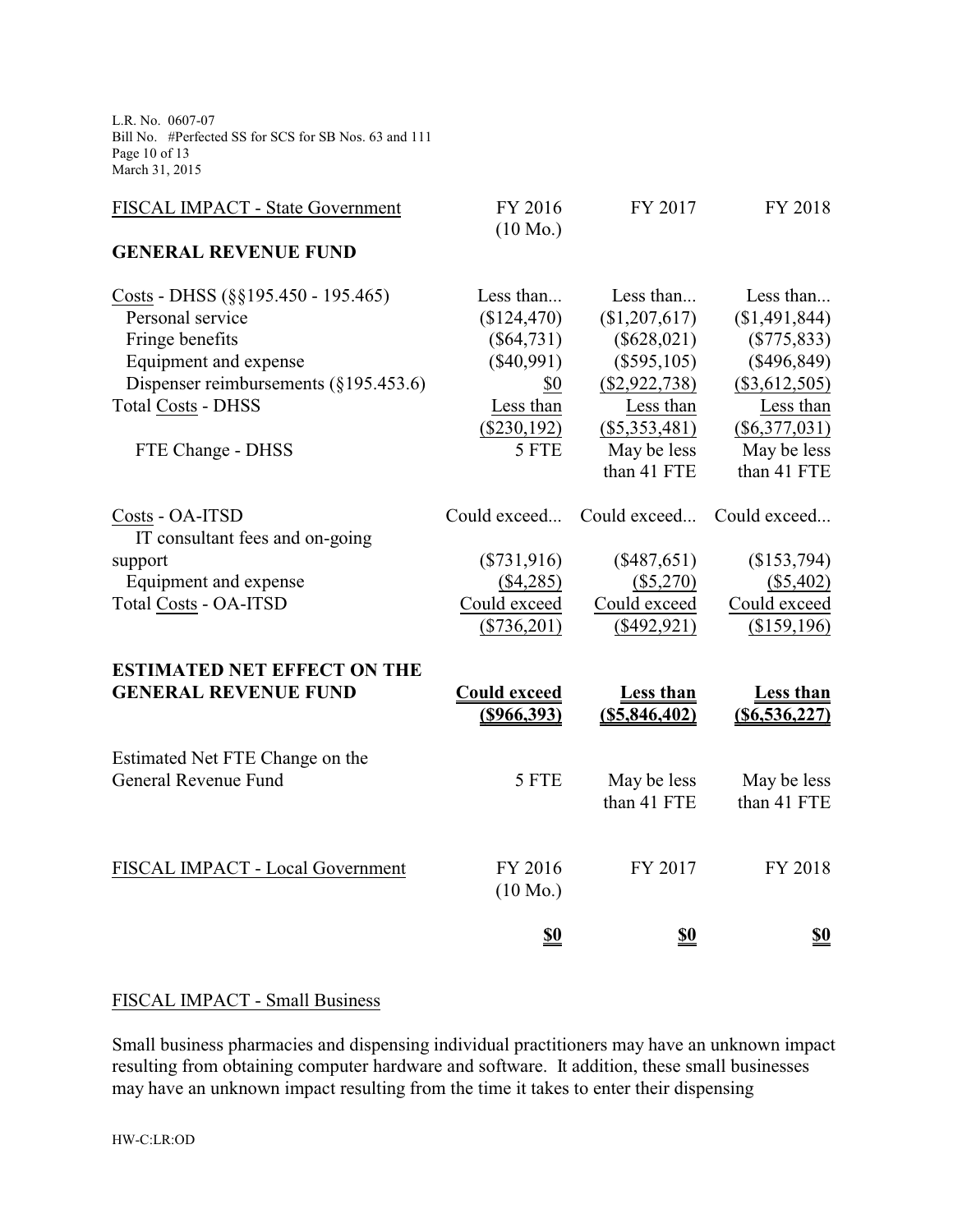| FISCAL IMPACT - State Government | FY 2016 (10 Mo.) | FY 2017 | FY 2018 |
|---|---|---|---|
| **GENERAL REVENUE FUND** | | | |
| Costs - DHSS (§§195.450 - 195.465) | Less than... | Less than... | Less than... |
| Personal service | ($124,470) | ($1,207,617) | ($1,491,844) |
| Fringe benefits | ($64,731) | ($628,021) | ($775,833) |
| Equipment and expense | ($40,991) | ($595,105) | ($496,849) |
| Dispenser reimbursements (§195.453.6) | $0 | ($2,922,738) | ($3,612,505) |
| Total Costs - DHSS | Less than ($230,192) | Less than ($5,353,481) | Less than ($6,377,031) |
| FTE Change - DHSS | 5 FTE | May be less than 41 FTE | May be less than 41 FTE |
| Costs - OA-ITSD | Could exceed... | Could exceed... | Could exceed... |
| IT consultant fees and on-going support | ($731,916) | ($487,651) | ($153,794) |
| Equipment and expense | ($4,285) | ($5,270) | ($5,402) |
| Total Costs - OA-ITSD | Could exceed ($736,201) | Could exceed ($492,921) | Could exceed ($159,196) |
| **ESTIMATED NET EFFECT ON THE GENERAL REVENUE FUND** | **Could exceed ($966,393)** | **Less than ($5,846,402)** | **Less than ($6,536,227)** |
| Estimated Net FTE Change on the General Revenue Fund | 5 FTE | May be less than 41 FTE | May be less than 41 FTE |

| FISCAL IMPACT - Local Government | FY 2016 (10 Mo.) | FY 2017 | FY 2018 |
|---|---|---|---|
| | **$0** | **$0** | **$0** |

FISCAL IMPACT - Small Business

Small business pharmacies and dispensing individual practitioners may have an unknown impact resulting from obtaining computer hardware and software. It addition, these small businesses may have an unknown impact resulting from the time it takes to enter their dispensing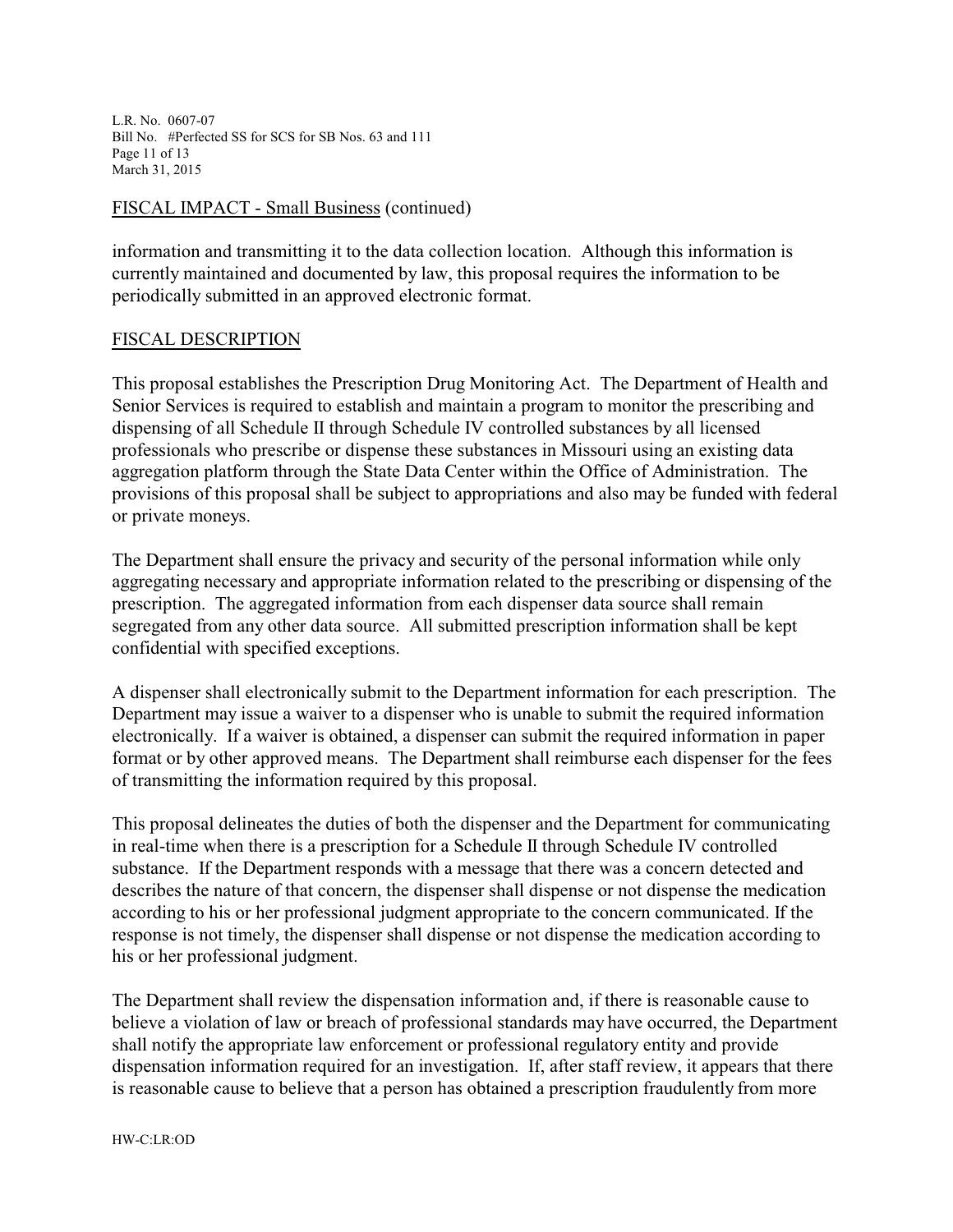## FISCAL IMPACT - Small Business (continued)

information and transmitting it to the data collection location. Although this information is currently maintained and documented by law, this proposal requires the information to be periodically submitted in an approved electronic format.

## FISCAL DESCRIPTION

This proposal establishes the Prescription Drug Monitoring Act. The Department of Health and Senior Services is required to establish and maintain a program to monitor the prescribing and dispensing of all Schedule II through Schedule IV controlled substances by all licensed professionals who prescribe or dispense these substances in Missouri using an existing data aggregation platform through the State Data Center within the Office of Administration. The provisions of this proposal shall be subject to appropriations and also may be funded with federal or private moneys.

The Department shall ensure the privacy and security of the personal information while only aggregating necessary and appropriate information related to the prescribing or dispensing of the prescription. The aggregated information from each dispenser data source shall remain segregated from any other data source. All submitted prescription information shall be kept confidential with specified exceptions.

A dispenser shall electronically submit to the Department information for each prescription. The Department may issue a waiver to a dispenser who is unable to submit the required information electronically. If a waiver is obtained, a dispenser can submit the required information in paper format or by other approved means. The Department shall reimburse each dispenser for the fees of transmitting the information required by this proposal.

This proposal delineates the duties of both the dispenser and the Department for communicating in real-time when there is a prescription for a Schedule II through Schedule IV controlled substance. If the Department responds with a message that there was a concern detected and describes the nature of that concern, the dispenser shall dispense or not dispense the medication according to his or her professional judgment appropriate to the concern communicated. If the response is not timely, the dispenser shall dispense or not dispense the medication according to his or her professional judgment.

The Department shall review the dispensation information and, if there is reasonable cause to believe a violation of law or breach of professional standards may have occurred, the Department shall notify the appropriate law enforcement or professional regulatory entity and provide dispensation information required for an investigation. If, after staff review, it appears that there is reasonable cause to believe that a person has obtained a prescription fraudulently from more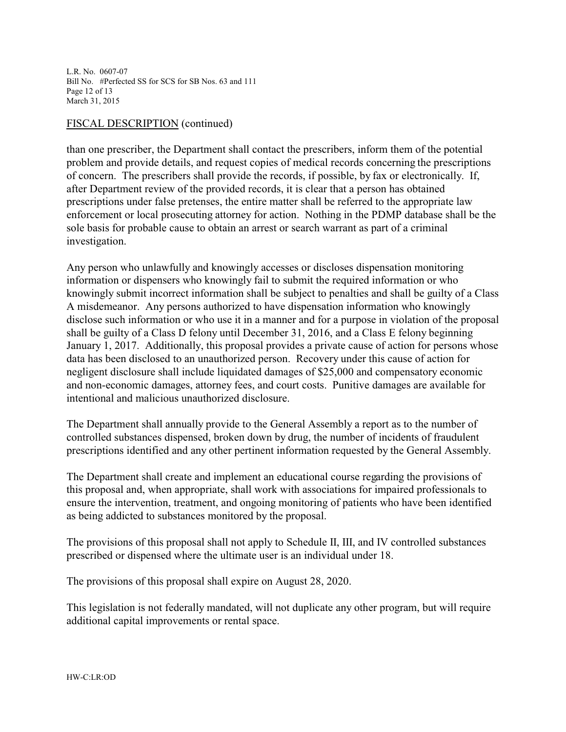## FISCAL DESCRIPTION (continued)

than one prescriber, the Department shall contact the prescribers, inform them of the potential problem and provide details, and request copies of medical records concerning the prescriptions of concern. The prescribers shall provide the records, if possible, by fax or electronically. If, after Department review of the provided records, it is clear that a person has obtained prescriptions under false pretenses, the entire matter shall be referred to the appropriate law enforcement or local prosecuting attorney for action. Nothing in the PDMP database shall be the sole basis for probable cause to obtain an arrest or search warrant as part of a criminal investigation.

Any person who unlawfully and knowingly accesses or discloses dispensation monitoring information or dispensers who knowingly fail to submit the required information or who knowingly submit incorrect information shall be subject to penalties and shall be guilty of a Class A misdemeanor. Any persons authorized to have dispensation information who knowingly disclose such information or who use it in a manner and for a purpose in violation of the proposal shall be guilty of a Class D felony until December 31, 2016, and a Class E felony beginning January 1, 2017. Additionally, this proposal provides a private cause of action for persons whose data has been disclosed to an unauthorized person. Recovery under this cause of action for negligent disclosure shall include liquidated damages of $25,000 and compensatory economic and non-economic damages, attorney fees, and court costs. Punitive damages are available for intentional and malicious unauthorized disclosure.

The Department shall annually provide to the General Assembly a report as to the number of controlled substances dispensed, broken down by drug, the number of incidents of fraudulent prescriptions identified and any other pertinent information requested by the General Assembly.

The Department shall create and implement an educational course regarding the provisions of this proposal and, when appropriate, shall work with associations for impaired professionals to ensure the intervention, treatment, and ongoing monitoring of patients who have been identified as being addicted to substances monitored by the proposal.

The provisions of this proposal shall not apply to Schedule II, III, and IV controlled substances prescribed or dispensed where the ultimate user is an individual under 18.

The provisions of this proposal shall expire on August 28, 2020.

This legislation is not federally mandated, will not duplicate any other program, but will require additional capital improvements or rental space.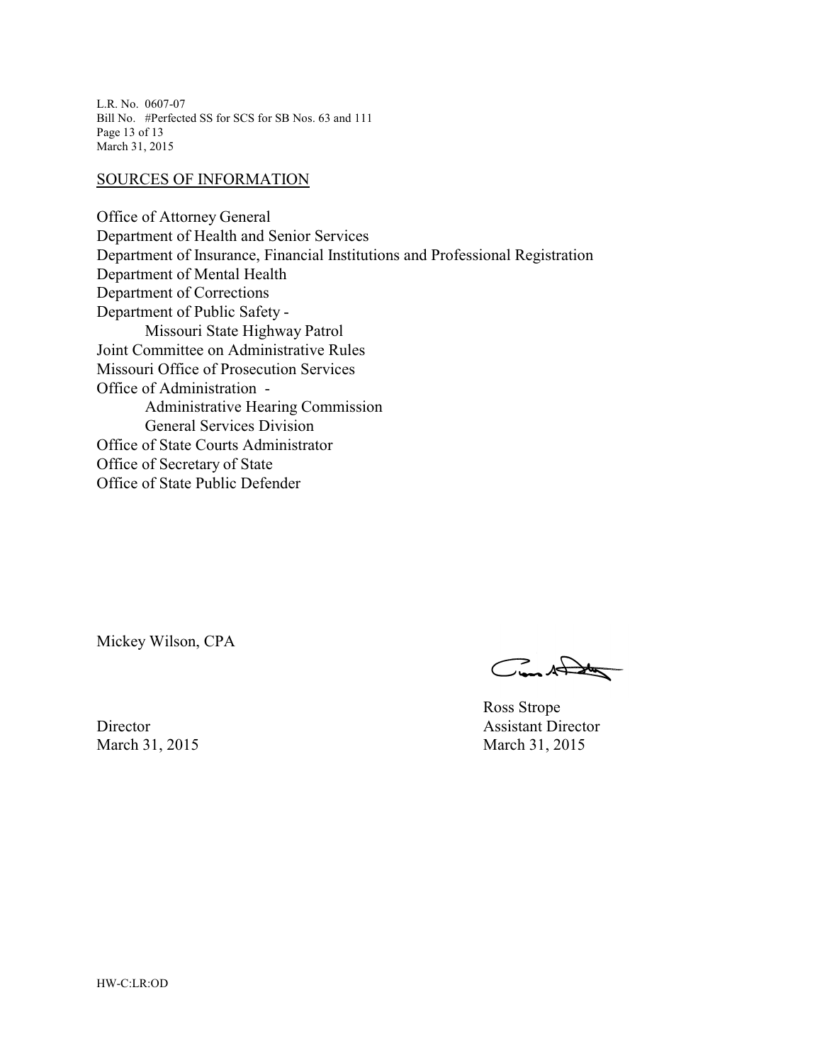## SOURCES OF INFORMATION

Office of Attorney General
Department of Health and Senior Services
Department of Insurance, Financial Institutions and Professional Registration
Department of Mental Health
Department of Corrections
Department of Public Safety -
    Missouri State Highway Patrol
Joint Committee on Administrative Rules
Missouri Office of Prosecution Services
Office of Administration -
    Administrative Hearing Commission
    General Services Division
Office of State Courts Administrator
Office of Secretary of State
Office of State Public Defender

Mickey Wilson, CPA
Director
March 31, 2015

Ross Strope
Assistant Director
March 31, 2015

HW-C:LR:OD